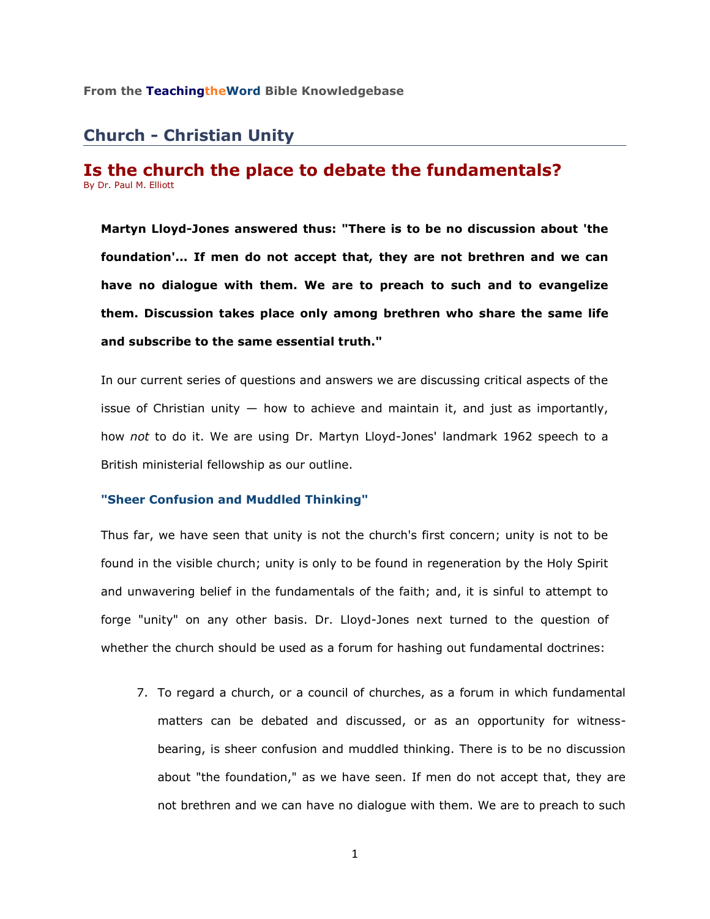From the **TeachingtheWord** Bible Knowledgebase

## Church - Christian Unity

# Is the church the place to debate the fundamentals?

By Dr. Paul M. Elliott

**Martyn Lloyd-Jones answered thus: "There is to be no discussion about 'the foundation'... If men do not accept that, they are not brethren and we can have no dialogue with them. We are to preach to such and to evangelize them. Discussion takes place only among brethren who share the same life and subscribe to the same essential truth."**

In our current series of questions and answers we are discussing critical aspects of the issue of Christian unity — how to achieve and maintain it, and just as importantly, how *not* to do it. We are using Dr. Martyn Lloyd-Jones' landmark 1962 speech to a British ministerial fellowship as our outline.

### "Sheer Confusion and Muddled Thinking"

Thus far, we have seen that unity is not the church's first concern; unity is not to be found in the visible church; unity is only to be found in regeneration by the Holy Spirit and unwavering belief in the fundamentals of the faith; and, it is sinful to attempt to forge "unity" on any other basis. Dr. Lloyd-Jones next turned to the question of whether the church should be used as a forum for hashing out fundamental doctrines:

7. To regard a church, or a council of churches, as a forum in which fundamental matters can be debated and discussed, or as an opportunity for witness-bearing, is sheer confusion and muddled thinking. There is to be no discussion about "the foundation," as we have seen. If men do not accept that, they are not brethren and we can have no dialogue with them. We are to preach to such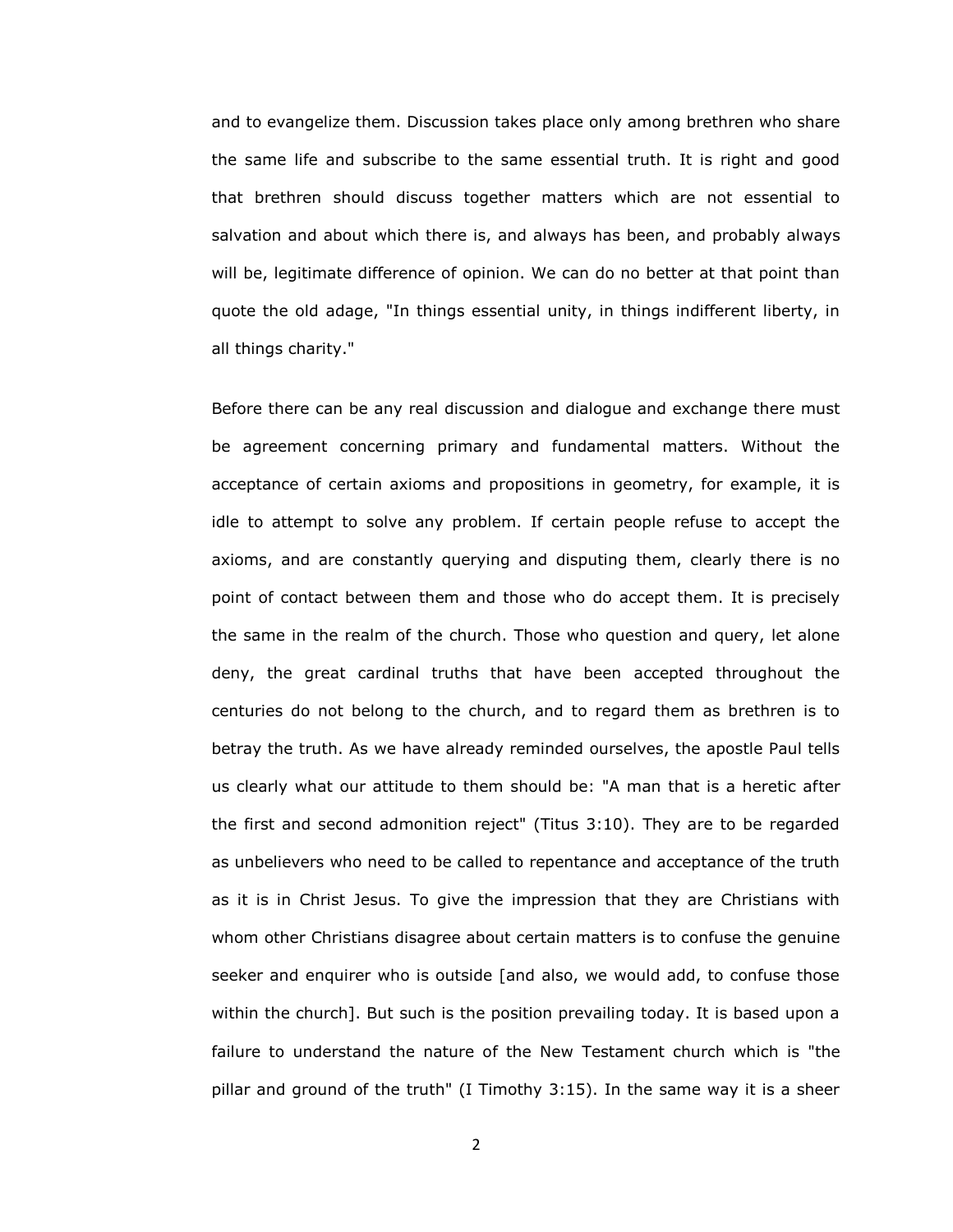and to evangelize them. Discussion takes place only among brethren who share the same life and subscribe to the same essential truth. It is right and good that brethren should discuss together matters which are not essential to salvation and about which there is, and always has been, and probably always will be, legitimate difference of opinion. We can do no better at that point than quote the old adage, "In things essential unity, in things indifferent liberty, in all things charity."

Before there can be any real discussion and dialogue and exchange there must be agreement concerning primary and fundamental matters. Without the acceptance of certain axioms and propositions in geometry, for example, it is idle to attempt to solve any problem. If certain people refuse to accept the axioms, and are constantly querying and disputing them, clearly there is no point of contact between them and those who do accept them. It is precisely the same in the realm of the church. Those who question and query, let alone deny, the great cardinal truths that have been accepted throughout the centuries do not belong to the church, and to regard them as brethren is to betray the truth. As we have already reminded ourselves, the apostle Paul tells us clearly what our attitude to them should be: "A man that is a heretic after the first and second admonition reject" (Titus 3:10). They are to be regarded as unbelievers who need to be called to repentance and acceptance of the truth as it is in Christ Jesus. To give the impression that they are Christians with whom other Christians disagree about certain matters is to confuse the genuine seeker and enquirer who is outside [and also, we would add, to confuse those within the church]. But such is the position prevailing today. It is based upon a failure to understand the nature of the New Testament church which is "the pillar and ground of the truth" (I Timothy 3:15). In the same way it is a sheer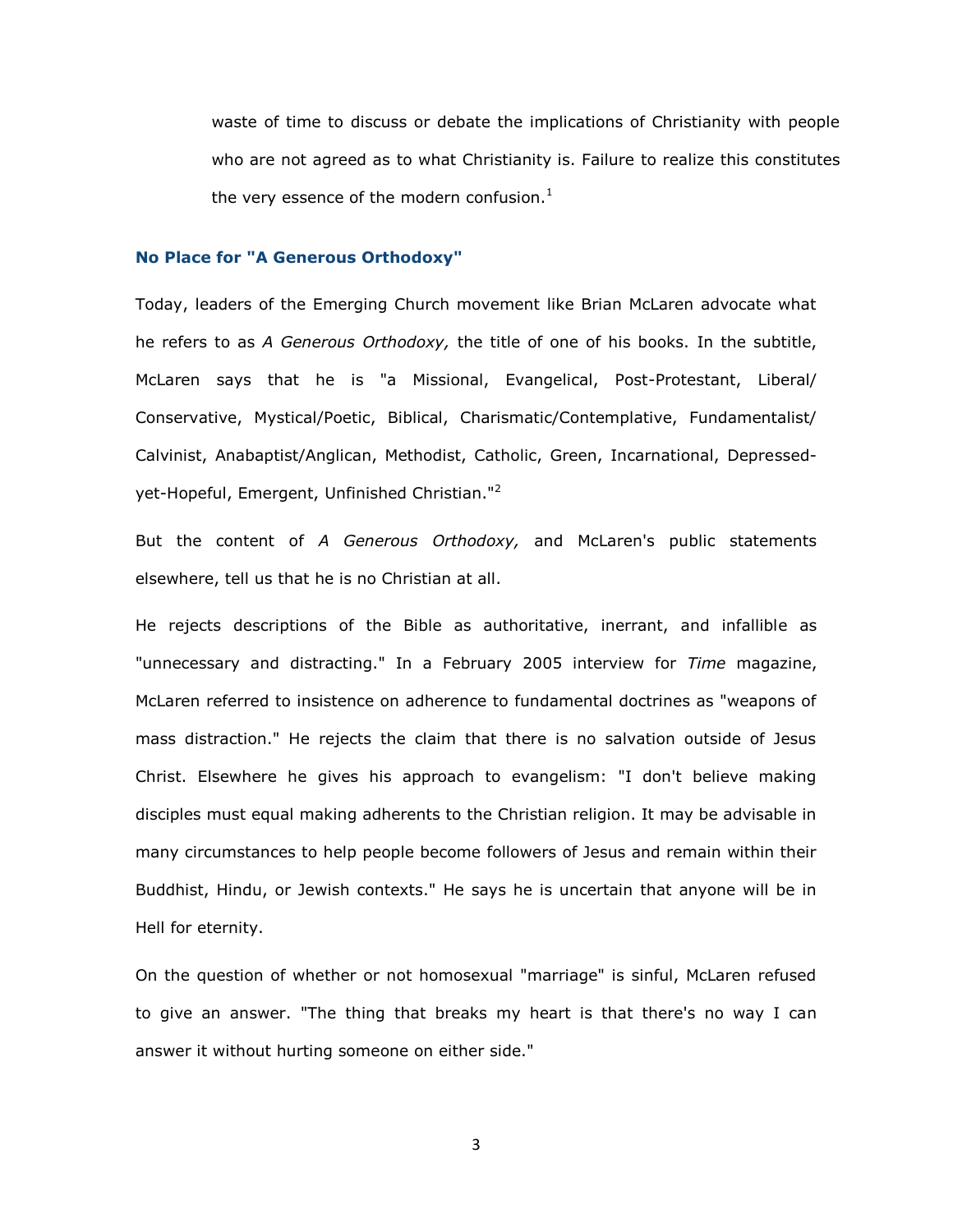> waste of time to discuss or debate the implications of Christianity with people who are not agreed as to what Christianity is. Failure to realize this constitutes the very essence of the modern confusion.[1]

### No Place for "A Generous Orthodoxy"

Today, leaders of the Emerging Church movement like Brian McLaren advocate what he refers to as *A Generous Orthodoxy,* the title of one of his books. In the subtitle, McLaren says that he is "a Missional, Evangelical, Post-Protestant, Liberal/ Conservative, Mystical/Poetic, Biblical, Charismatic/Contemplative, Fundamentalist/ Calvinist, Anabaptist/Anglican, Methodist, Catholic, Green, Incarnational, Depressed-yet-Hopeful, Emergent, Unfinished Christian."[2]

But the content of *A Generous Orthodoxy,* and McLaren's public statements elsewhere, tell us that he is no Christian at all.

He rejects descriptions of the Bible as authoritative, inerrant, and infallible as "unnecessary and distracting." In a February 2005 interview for *Time* magazine, McLaren referred to insistence on adherence to fundamental doctrines as "weapons of mass distraction." He rejects the claim that there is no salvation outside of Jesus Christ. Elsewhere he gives his approach to evangelism: "I don't believe making disciples must equal making adherents to the Christian religion. It may be advisable in many circumstances to help people become followers of Jesus and remain within their Buddhist, Hindu, or Jewish contexts." He says he is uncertain that anyone will be in Hell for eternity.

On the question of whether or not homosexual "marriage" is sinful, McLaren refused to give an answer. "The thing that breaks my heart is that there's no way I can answer it without hurting someone on either side."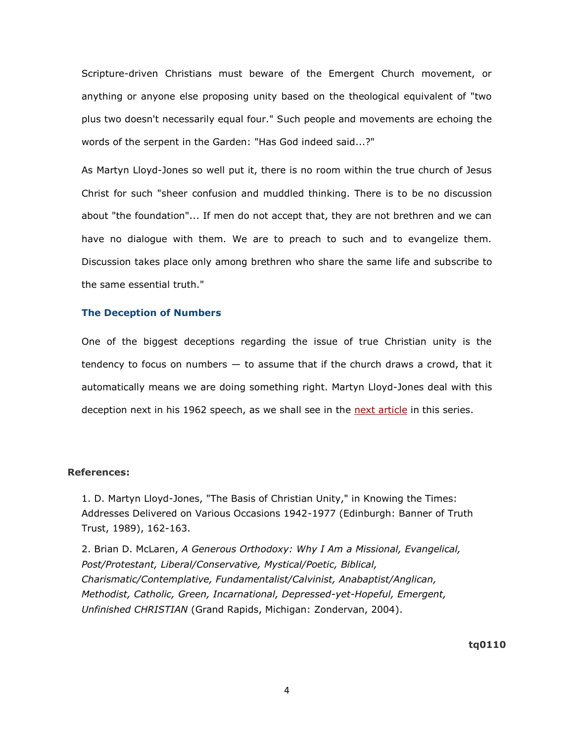Scripture-driven Christians must beware of the Emergent Church movement, or anything or anyone else proposing unity based on the theological equivalent of "two plus two doesn't necessarily equal four." Such people and movements are echoing the words of the serpent in the Garden: "Has God indeed said...?"

As Martyn Lloyd-Jones so well put it, there is no room within the true church of Jesus Christ for such "sheer confusion and muddled thinking. There is to be no discussion about "the foundation"... If men do not accept that, they are not brethren and we can have no dialogue with them. We are to preach to such and to evangelize them. Discussion takes place only among brethren who share the same life and subscribe to the same essential truth."

### The Deception of Numbers

One of the biggest deceptions regarding the issue of true Christian unity is the tendency to focus on numbers — to assume that if the church draws a crowd, that it automatically means we are doing something right. Martyn Lloyd-Jones deal with this deception next in his 1962 speech, as we shall see in the next article in this series.

**References:**

1. D. Martyn Lloyd-Jones, "The Basis of Christian Unity," in Knowing the Times: Addresses Delivered on Various Occasions 1942-1977 (Edinburgh: Banner of Truth Trust, 1989), 162-163.

2. Brian D. McLaren, *A Generous Orthodoxy: Why I Am a Missional, Evangelical, Post/Protestant, Liberal/Conservative, Mystical/Poetic, Biblical, Charismatic/Contemplative, Fundamentalist/Calvinist, Anabaptist/Anglican, Methodist, Catholic, Green, Incarnational, Depressed-yet-Hopeful, Emergent, Unfinished CHRISTIAN* (Grand Rapids, Michigan: Zondervan, 2004).

**tq0110**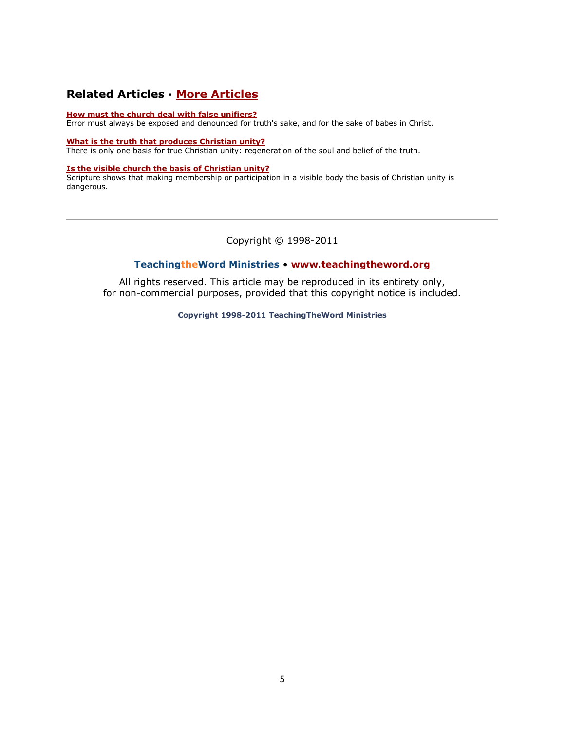## Related Articles · More Articles

**How must the church deal with false unifiers?**
Error must always be exposed and denounced for truth's sake, and for the sake of babes in Christ.

**What is the truth that produces Christian unity?**
There is only one basis for true Christian unity: regeneration of the soul and belief of the truth.

**Is the visible church the basis of Christian unity?**
Scripture shows that making membership or participation in a visible body the basis of Christian unity is dangerous.

---

Copyright © 1998-2011

**TeachingtheWord Ministries** • **www.teachingtheword.org**

All rights reserved. This article may be reproduced in its entirety only, for non-commercial purposes, provided that this copyright notice is included.

**Copyright 1998-2011 TeachingTheWord Ministries**